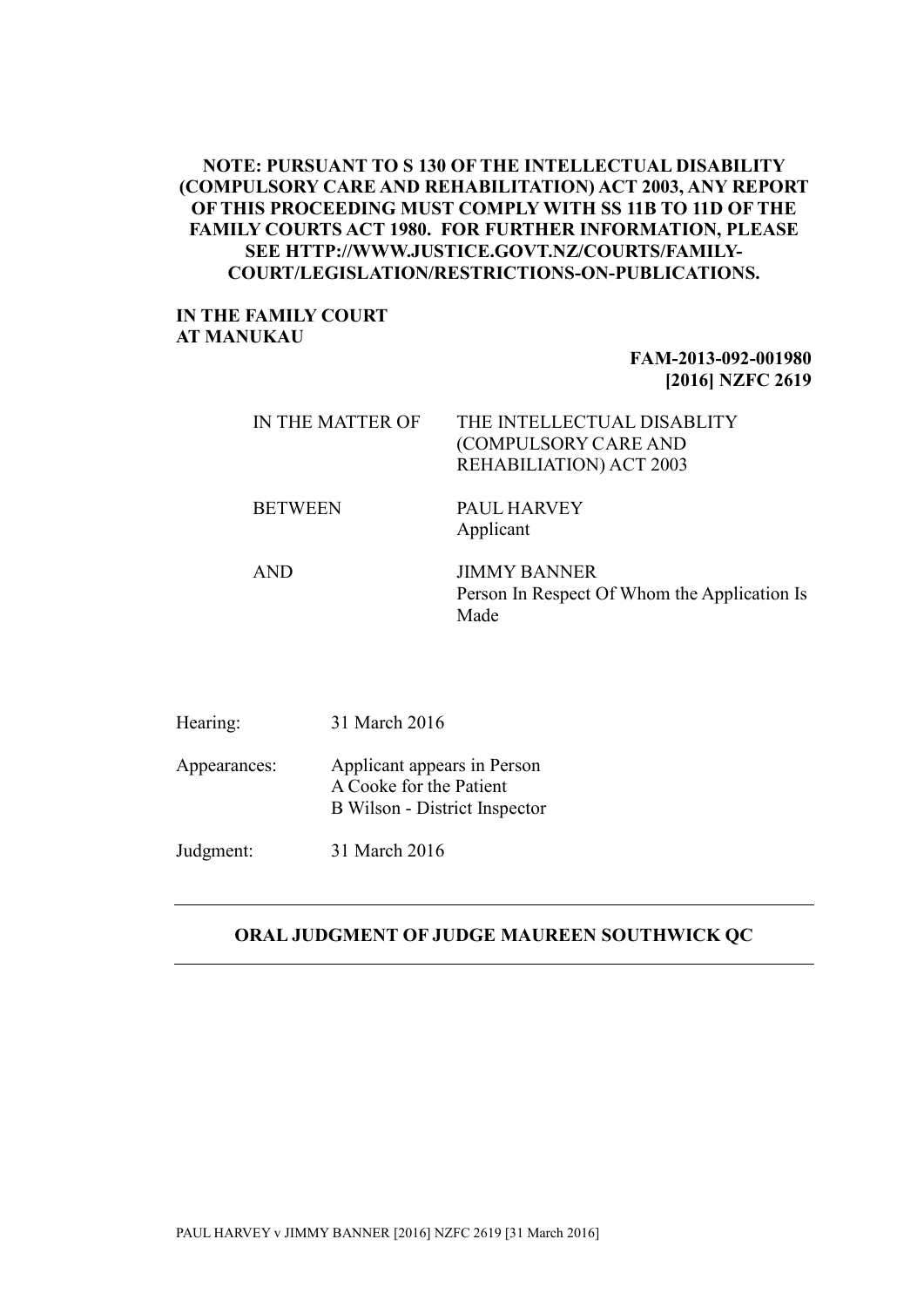**NOTE: PURSUANT TO S 130 OF THE INTELLECTUAL DISABILITY (COMPULSORY CARE AND REHABILITATION) ACT 2003, ANY REPORT OF THIS PROCEEDING MUST COMPLY WITH SS 11B TO 11D OF THE FAMILY COURTS ACT 1980. FOR FURTHER INFORMATION, PLEASE SEE HTTP://WWW.JUSTICE.GOVT.NZ/COURTS/FAMILY-COURT/LEGISLATION/RESTRICTIONS-ON-PUBLICATIONS.**

**IN THE FAMILY COURT AT MANUKAU**

**FAM-2013-092-001980**
**[2016] NZFC 2619**

| | |
|---|---|
| IN THE MATTER OF | THE INTELLECTUAL DISABLITY (COMPULSORY CARE AND REHABILIATION) ACT 2003 |
| BETWEEN | PAUL HARVEY<br>Applicant |
| AND | JIMMY BANNER<br>Person In Respect Of Whom the Application Is Made |

| | |
|---|---|
| Hearing: | 31 March 2016 |
| Appearances: | Applicant appears in Person<br>A Cooke for the Patient<br>B Wilson - District Inspector |
| Judgment: | 31 March 2016 |

---

## ORAL JUDGMENT OF JUDGE MAUREEN SOUTHWICK QC

---

PAUL HARVEY v JIMMY BANNER [2016] NZFC 2619 [31 March 2016]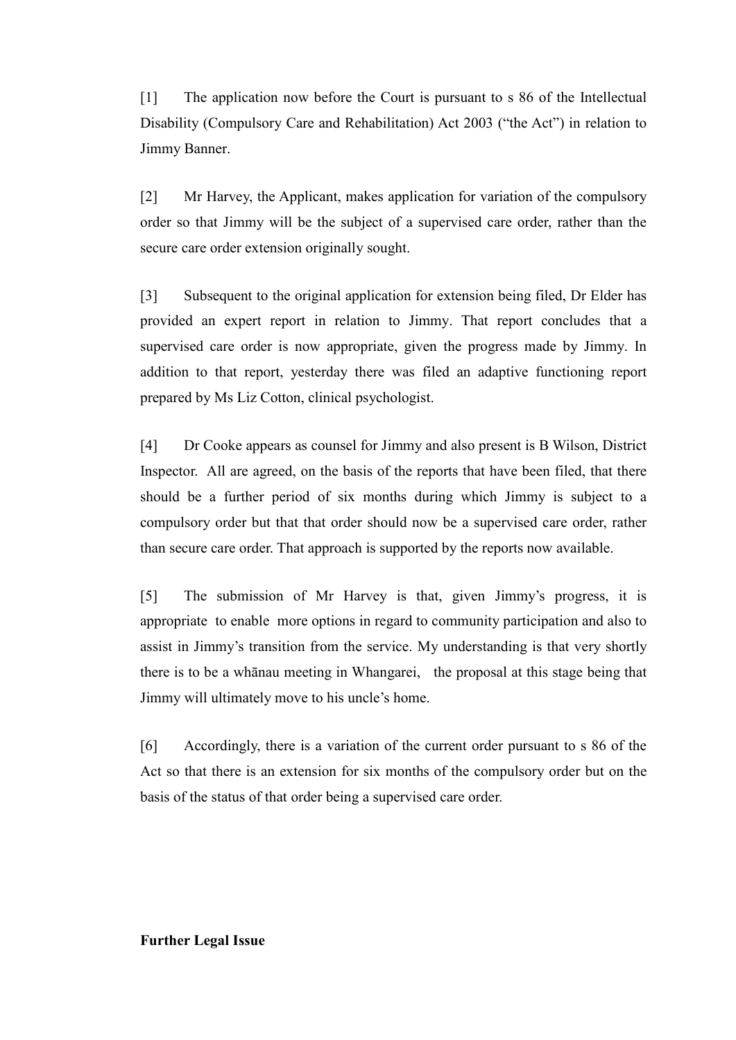[1] The application now before the Court is pursuant to s 86 of the Intellectual Disability (Compulsory Care and Rehabilitation) Act 2003 ("the Act") in relation to Jimmy Banner.

[2] Mr Harvey, the Applicant, makes application for variation of the compulsory order so that Jimmy will be the subject of a supervised care order, rather than the secure care order extension originally sought.

[3] Subsequent to the original application for extension being filed, Dr Elder has provided an expert report in relation to Jimmy. That report concludes that a supervised care order is now appropriate, given the progress made by Jimmy. In addition to that report, yesterday there was filed an adaptive functioning report prepared by Ms Liz Cotton, clinical psychologist.

[4] Dr Cooke appears as counsel for Jimmy and also present is B Wilson, District Inspector. All are agreed, on the basis of the reports that have been filed, that there should be a further period of six months during which Jimmy is subject to a compulsory order but that that order should now be a supervised care order, rather than secure care order. That approach is supported by the reports now available.

[5] The submission of Mr Harvey is that, given Jimmy's progress, it is appropriate to enable more options in regard to community participation and also to assist in Jimmy's transition from the service. My understanding is that very shortly there is to be a whānau meeting in Whangarei, the proposal at this stage being that Jimmy will ultimately move to his uncle's home.

[6] Accordingly, there is a variation of the current order pursuant to s 86 of the Act so that there is an extension for six months of the compulsory order but on the basis of the status of that order being a supervised care order.

**Further Legal Issue**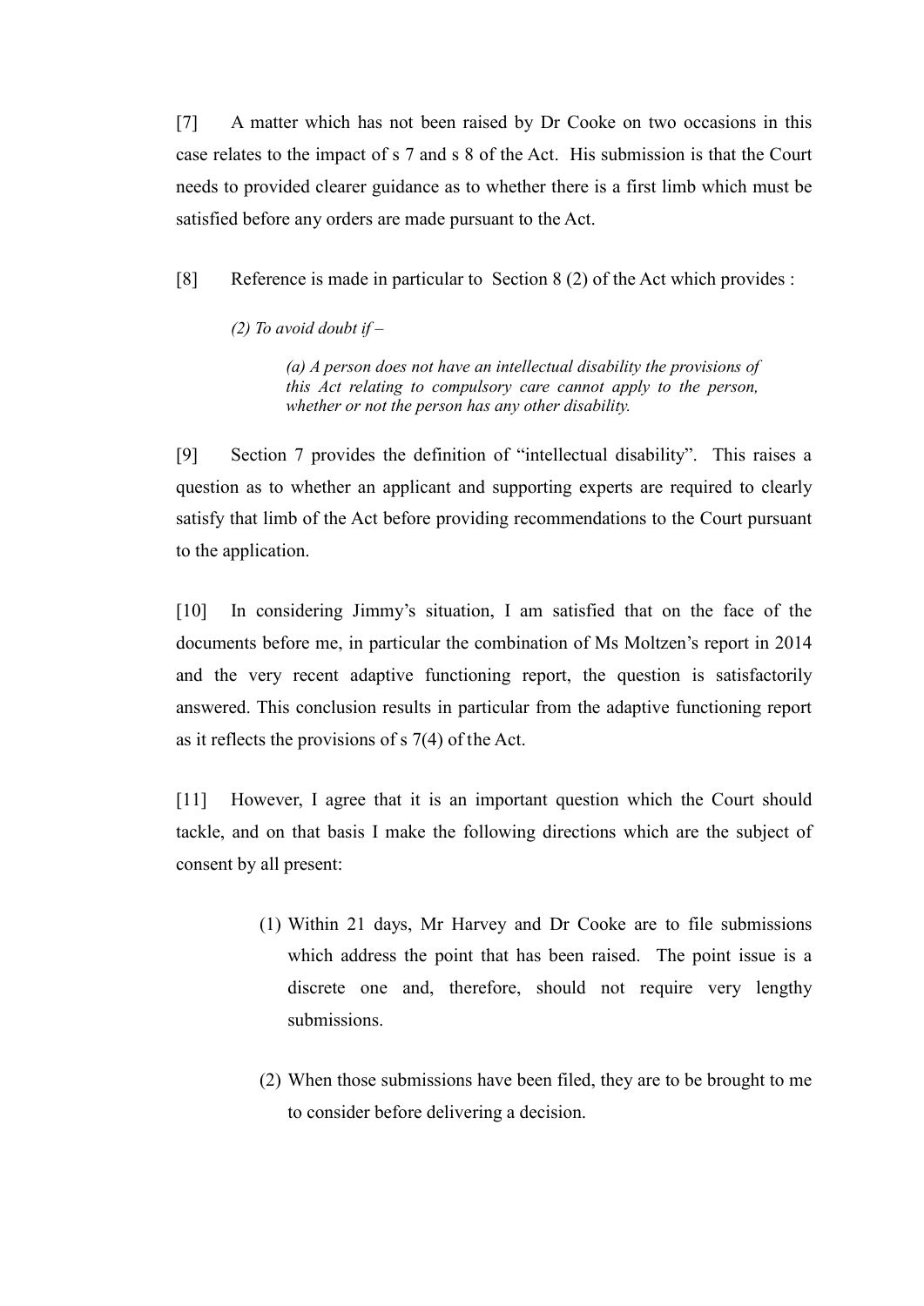[7] A matter which has not been raised by Dr Cooke on two occasions in this case relates to the impact of s 7 and s 8 of the Act. His submission is that the Court needs to provided clearer guidance as to whether there is a first limb which must be satisfied before any orders are made pursuant to the Act.

[8] Reference is made in particular to Section 8 (2) of the Act which provides :

> *(2) To avoid doubt if –*
>
> > *(a) A person does not have an intellectual disability the provisions of this Act relating to compulsory care cannot apply to the person, whether or not the person has any other disability.*

[9] Section 7 provides the definition of "intellectual disability". This raises a question as to whether an applicant and supporting experts are required to clearly satisfy that limb of the Act before providing recommendations to the Court pursuant to the application.

[10] In considering Jimmy's situation, I am satisfied that on the face of the documents before me, in particular the combination of Ms Moltzen's report in 2014 and the very recent adaptive functioning report, the question is satisfactorily answered. This conclusion results in particular from the adaptive functioning report as it reflects the provisions of s 7(4) of the Act.

[11] However, I agree that it is an important question which the Court should tackle, and on that basis I make the following directions which are the subject of consent by all present:

> (1) Within 21 days, Mr Harvey and Dr Cooke are to file submissions which address the point that has been raised. The point issue is a discrete one and, therefore, should not require very lengthy submissions.
>
> (2) When those submissions have been filed, they are to be brought to me to consider before delivering a decision.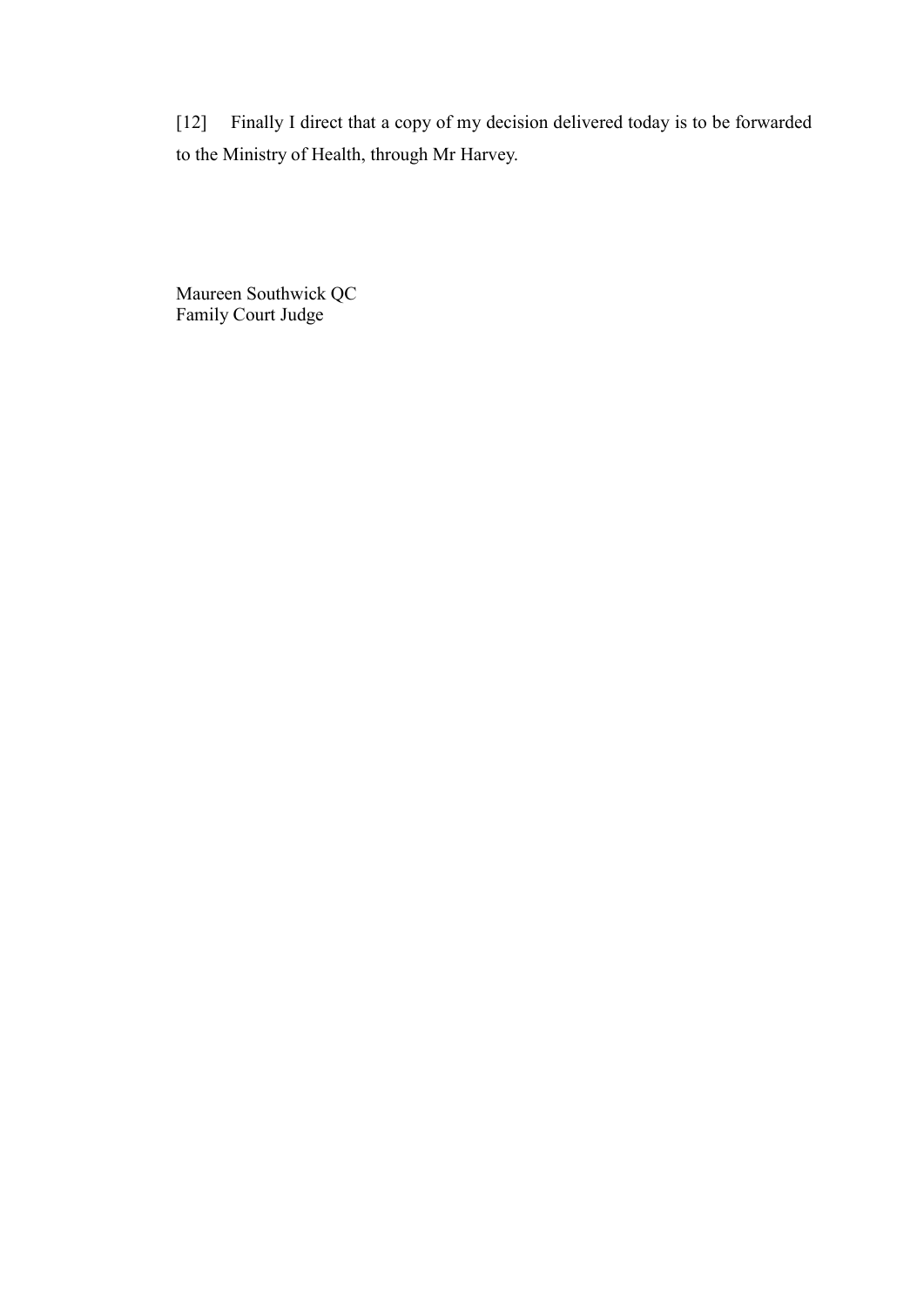[12] Finally I direct that a copy of my decision delivered today is to be forwarded to the Ministry of Health, through Mr Harvey.

Maureen Southwick QC
Family Court Judge